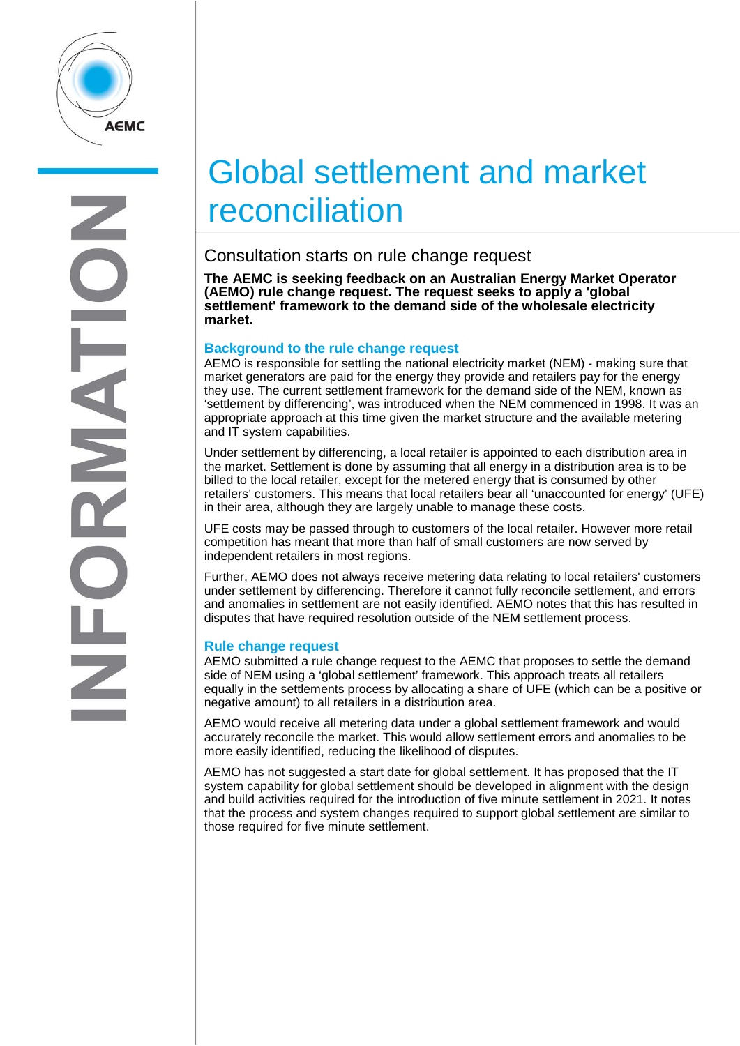# Global settlement and market reconciliation

## Consultation starts on rule change request

**The AEMC is seeking feedback on an Australian Energy Market Operator (AEMO) rule change request. The request seeks to apply a 'global settlement' framework to the demand side of the wholesale electricity market.**

### Background to the rule change request

AEMO is responsible for settling the national electricity market (NEM) - making sure that market generators are paid for the energy they provide and retailers pay for the energy they use. The current settlement framework for the demand side of the NEM, known as 'settlement by differencing', was introduced when the NEM commenced in 1998. It was an appropriate approach at this time given the market structure and the available metering and IT system capabilities.

Under settlement by differencing, a local retailer is appointed to each distribution area in the market. Settlement is done by assuming that all energy in a distribution area is to be billed to the local retailer, except for the metered energy that is consumed by other retailers' customers. This means that local retailers bear all 'unaccounted for energy' (UFE) in their area, although they are largely unable to manage these costs.

UFE costs may be passed through to customers of the local retailer. However more retail competition has meant that more than half of small customers are now served by independent retailers in most regions.

Further, AEMO does not always receive metering data relating to local retailers' customers under settlement by differencing. Therefore it cannot fully reconcile settlement, and errors and anomalies in settlement are not easily identified. AEMO notes that this has resulted in disputes that have required resolution outside of the NEM settlement process.

### Rule change request

AEMO submitted a rule change request to the AEMC that proposes to settle the demand side of NEM using a 'global settlement' framework. This approach treats all retailers equally in the settlements process by allocating a share of UFE (which can be a positive or negative amount) to all retailers in a distribution area.

AEMO would receive all metering data under a global settlement framework and would accurately reconcile the market. This would allow settlement errors and anomalies to be more easily identified, reducing the likelihood of disputes.

AEMO has not suggested a start date for global settlement. It has proposed that the IT system capability for global settlement should be developed in alignment with the design and build activities required for the introduction of five minute settlement in 2021. It notes that the process and system changes required to support global settlement are similar to those required for five minute settlement.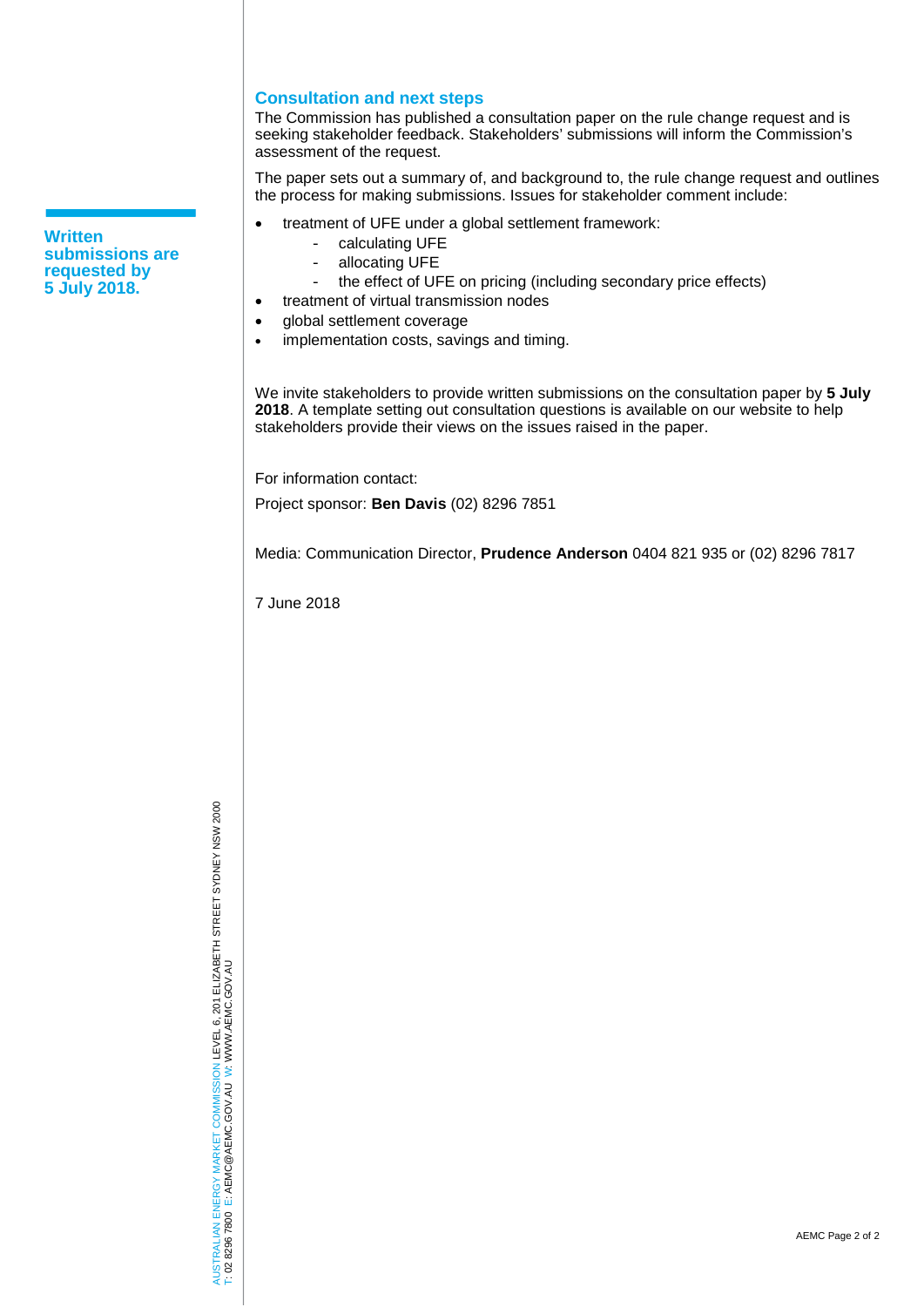## Consultation and next steps

The Commission has published a consultation paper on the rule change request and is seeking stakeholder feedback. Stakeholders' submissions will inform the Commission's assessment of the request.

**Written submissions are requested by 5 July 2018.**

The paper sets out a summary of, and background to, the rule change request and outlines the process for making submissions. Issues for stakeholder comment include:

- treatment of UFE under a global settlement framework:
  - calculating UFE
  - allocating UFE
  - the effect of UFE on pricing (including secondary price effects)
- treatment of virtual transmission nodes
- global settlement coverage
- implementation costs, savings and timing.

We invite stakeholders to provide written submissions on the consultation paper by **5 July 2018**. A template setting out consultation questions is available on our website to help stakeholders provide their views on the issues raised in the paper.

For information contact:

Project sponsor: **Ben Davis** (02) 8296 7851

Media: Communication Director, **Prudence Anderson** 0404 821 935 or (02) 8296 7817

7 June 2018

AUSTRALIAN ENERGY MARKET COMMISSION LEVEL 6, 201 ELIZABETH STREET SYDNEY NSW 2000
T: 02 8296 7800 E: AEMC@AEMC.GOV.AU W: WWW.AEMC.GOV.AU